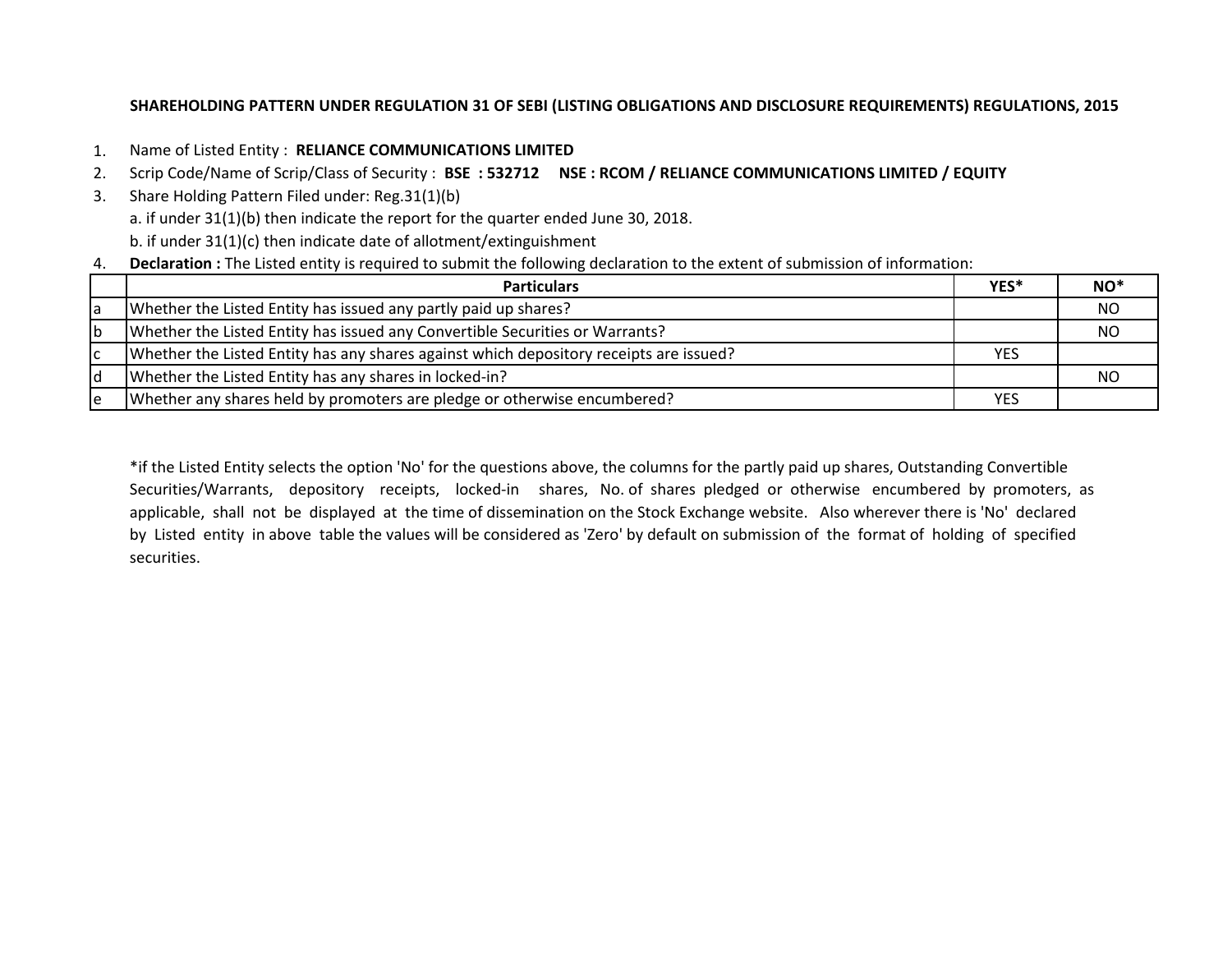# SHAREHOLDING PATTERN UNDER REGULATION 31 OF SEBI (LISTING OBLIGATIONS AND DISCLOSURE REQUIREMENTS) REGULATIONS, 2015

1. Name of Listed Entity : **RELIANCE COMMUNICATIONS LIMITED**
2. Scrip Code/Name of Scrip/Class of Security : **BSE : 532712 NSE : RCOM / RELIANCE COMMUNICATIONS LIMITED / EQUITY**
3. Share Holding Pattern Filed under: Reg.31(1)(b)
   a. if under 31(1)(b) then indicate the report for the quarter ended June 30, 2018.
   b. if under 31(1)(c) then indicate date of allotment/extinguishment
4. **Declaration :** The Listed entity is required to submit the following declaration to the extent of submission of information:

| | Particulars | YES* | NO* |
|---|---|---|---|
| a | Whether the Listed Entity has issued any partly paid up shares? | | NO |
| b | Whether the Listed Entity has issued any Convertible Securities or Warrants? | | NO |
| c | Whether the Listed Entity has any shares against which depository receipts are issued? | YES | |
| d | Whether the Listed Entity has any shares in locked-in? | | NO |
| e | Whether any shares held by promoters are pledge or otherwise encumbered? | YES | |

*if the Listed Entity selects the option 'No' for the questions above, the columns for the partly paid up shares, Outstanding Convertible Securities/Warrants, depository receipts, locked-in shares, No. of shares pledged or otherwise encumbered by promoters, as applicable, shall not be displayed at the time of dissemination on the Stock Exchange website. Also wherever there is 'No' declared by Listed entity in above table the values will be considered as 'Zero' by default on submission of the format of holding of specified securities.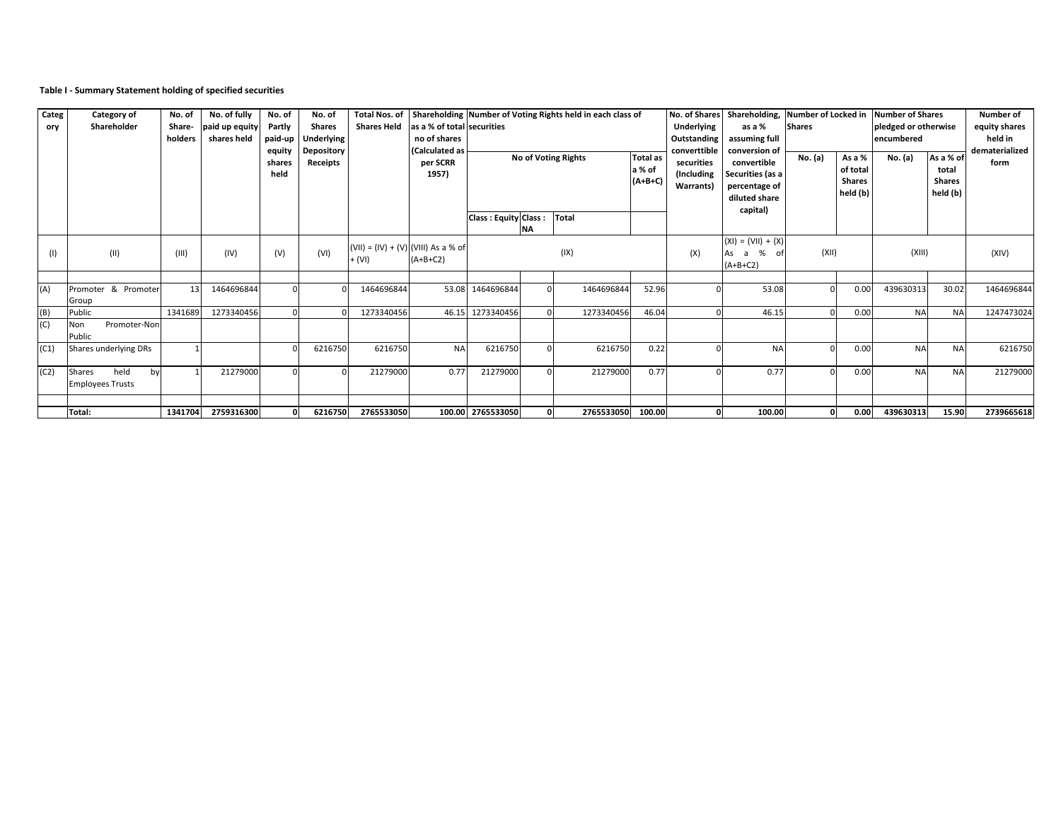**Table I - Summary Statement holding of specified securities**

| Category | Category of Shareholder | No. of Share-holders | No. of fully paid up equity shares held | No. of Partly paid-up equity shares held | No. of Shares Underlying Depository Receipts | Total Nos. of Shares Held | Shareholding as a % of total no of shares (Calculated as per SCRR 1957) | Number of Voting Rights held in each class of securities | | | | No. of Shares Underlying Outstanding converttible securities (Including Warrants) | Shareholding, as a % assuming full conversion of convertible Securities (as a percentage of diluted share capital) | Number of Locked in Shares | | Number of Shares pledged or otherwise encumbered | | Number of equity shares held in dematerialized form |
|---|---|---|---|---|---|---|---|---|---|---|---|---|---|---|---|---|---|---|
| | | | | | | | | No of Voting Rights | | | Total as a % of (A+B+C) | | | No. (a) | As a % of total Shares held (b) | No. (a) | As a % of total Shares held (b) | |
| | | | | | | | | Class : Equity | Class : NA | Total | | | | | | | | |
| (I) | (II) | (III) | (IV) | (V) | (VI) | (VII) = (IV) + (V) + (VI) | (VIII) As a % of (A+B+C2) | (IX) | | | | (X) | (XI) = (VII) + (X) As a % of (A+B+C2) | (XII) | | (XIII) | | (XIV) |
| (A) | Promoter & Promoter Group | 13 | 1464696844 | 0 | 0 | 1464696844 | 53.08 | 1464696844 | 0 | 1464696844 | 52.96 | 0 | 53.08 | 0 | 0.00 | 439630313 | 30.02 | 1464696844 |
| (B) | Public | 1341689 | 1273340456 | 0 | 0 | 1273340456 | 46.15 | 1273340456 | 0 | 1273340456 | 46.04 | 0 | 46.15 | 0 | 0.00 | NA | NA | 1247473024 |
| (C) | Non Promoter-Non Public | | | | | | | | | | | | | | | | | |
| (C1) | Shares underlying DRs | 1 | | 0 | 6216750 | 6216750 | NA | 6216750 | 0 | 6216750 | 0.22 | 0 | NA | 0 | 0.00 | NA | NA | 6216750 |
| (C2) | Shares held by Employees Trusts | 1 | 21279000 | 0 | 0 | 21279000 | 0.77 | 21279000 | 0 | 21279000 | 0.77 | 0 | 0.77 | 0 | 0.00 | NA | NA | 21279000 |
| | **Total:** | **1341704** | **2759316300** | **0** | **6216750** | **2765533050** | **100.00** | **2765533050** | **0** | **2765533050** | **100.00** | **0** | **100.00** | **0** | **0.00** | **439630313** | **15.90** | **2739665618** |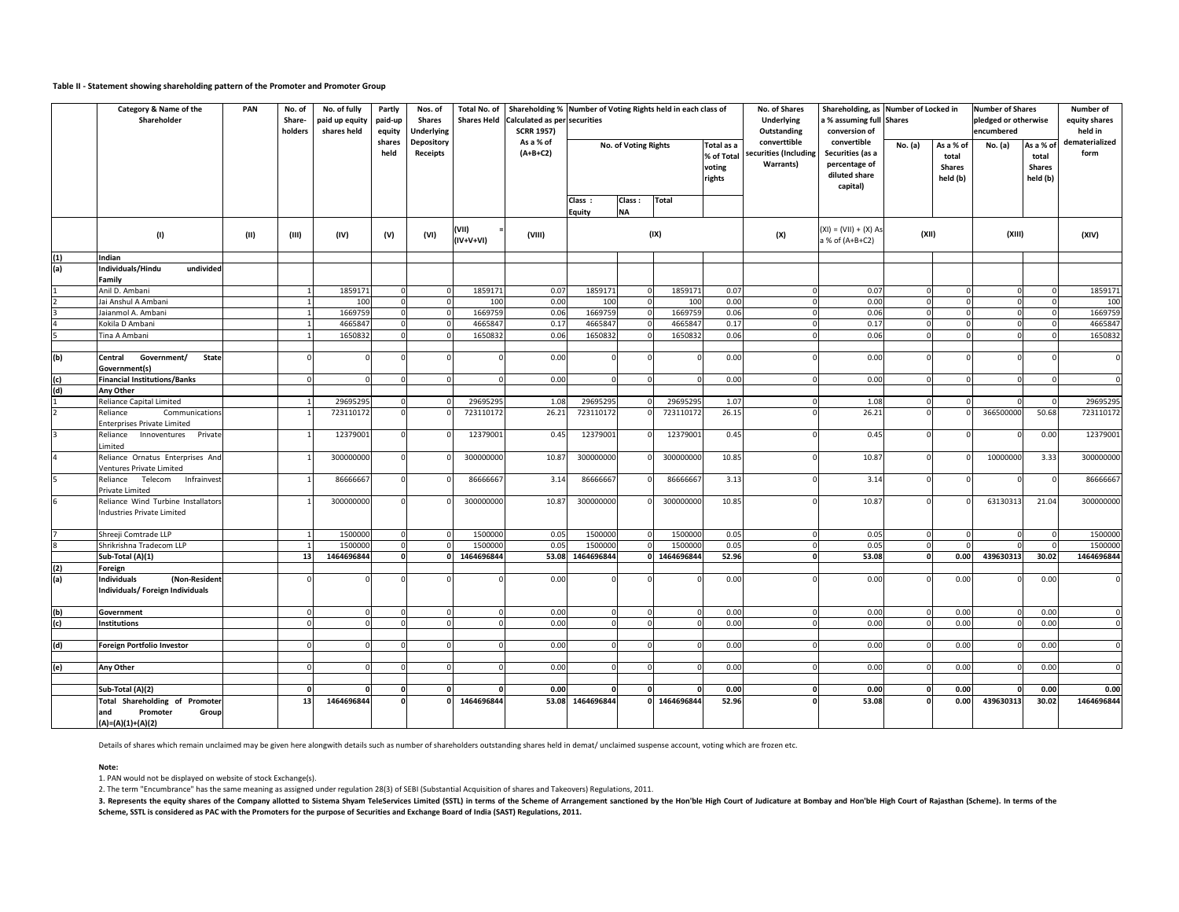**Table II - Statement showing shareholding pattern of the Promoter and Promoter Group**

| | Category & Name of the Shareholder | PAN | No. of Share-holders | No. of fully paid up equity shares held | Partly paid-up equity shares held | Nos. of Shares Underlying Depository Receipts | Total No. of Shares Held | Shareholding % Calculated as per SCRR 1957) As a % of (A+B+C2) | Number of Voting Rights held in each class of securities | | | | No. of Shares Underlying Outstanding converttible securities (Including Warrants) | Shareholding, as a % assuming full conversion of convertible Securities (as a percentage of diluted share capital) | Number of Locked in Shares | | Number of Shares pledged or otherwise encumbered | | Number of equity shares held in dematerialized form |
|---|---|---|---|---|---|---|---|---|---|---|---|---|---|---|---|---|---|---|---|
| | | | | | | | | | No. of Voting Rights | | | Total as a % of Total voting rights | | | No. (a) | As a % of total Shares held (b) | No. (a) | As a % of total Shares held (b) | |
| | | | | | | | | | Class : Equity | Class : NA | Total | | | | | | | | |
| | (I) | (II) | (III) | (IV) | (V) | (VI) | (VII) = (IV+V+VI) | (VIII) | (IX) | | | | (X) | (XI) = (VII) + (X) As a % of (A+B+C2) | (XII) | | (XIII) | | (XIV) |
| (1) | Indian | | | | | | | | | | | | | | | | | | |
| (a) | Individuals/Hindu undivided Family | | | | | | | | | | | | | | | | | | |
| 1 | Anil D. Ambani | | 1 | 1859171 | 0 | 0 | 1859171 | 0.07 | 1859171 | 0 | 1859171 | 0.07 | 0 | 0.07 | 0 | 0 | 0 | 0 | 1859171 |
| 2 | Jai Anshul A Ambani | | 1 | 100 | 0 | 0 | 100 | 0.00 | 100 | 0 | 100 | 0.00 | 0 | 0.00 | 0 | 0 | 0 | 0 | 100 |
| 3 | Jaianmol A. Ambani | | 1 | 1669759 | 0 | 0 | 1669759 | 0.06 | 1669759 | 0 | 1669759 | 0.06 | 0 | 0.06 | 0 | 0 | 0 | 0 | 1669759 |
| 4 | Kokila D Ambani | | 1 | 4665847 | 0 | 0 | 4665847 | 0.17 | 4665847 | 0 | 4665847 | 0.17 | 0 | 0.17 | 0 | 0 | 0 | 0 | 4665847 |
| 5 | Tina A Ambani | | 1 | 1650832 | 0 | 0 | 1650832 | 0.06 | 1650832 | 0 | 1650832 | 0.06 | 0 | 0.06 | 0 | 0 | 0 | 0 | 1650832 |
| (b) | Central Government/ State Government(s) | | 0 | 0 | 0 | 0 | 0 | 0.00 | 0 | 0 | 0 | 0.00 | 0 | 0.00 | 0 | 0 | 0 | 0 | 0 |
| (c) | Financial Institutions/Banks | | 0 | 0 | 0 | 0 | 0 | 0.00 | 0 | 0 | 0 | 0.00 | 0 | 0.00 | 0 | 0 | 0 | 0 | 0 |
| (d) | Any Other | | | | | | | | | | | | | | | | | | |
| 1 | Reliance Capital Limited | | 1 | 29695295 | 0 | 0 | 29695295 | 1.08 | 29695295 | 0 | 29695295 | 1.07 | 0 | 1.08 | 0 | 0 | 0 | 0 | 29695295 |
| 2 | Reliance Communications Enterprises Private Limited | | 1 | 723110172 | 0 | 0 | 723110172 | 26.21 | 723110172 | 0 | 723110172 | 26.15 | 0 | 26.21 | 0 | 0 | 366500000 | 50.68 | 723110172 |
| 3 | Reliance Innoventures Private Limited | | 1 | 12379001 | 0 | 0 | 12379001 | 0.45 | 12379001 | 0 | 12379001 | 0.45 | 0 | 0.45 | 0 | 0 | 0 | 0.00 | 12379001 |
| 4 | Reliance Ornatus Enterprises And Ventures Private Limited | | 1 | 300000000 | 0 | 0 | 300000000 | 10.87 | 300000000 | 0 | 300000000 | 10.85 | 0 | 10.87 | 0 | 0 | 10000000 | 3.33 | 300000000 |
| 5 | Reliance Telecom Infrainvest Private Limited | | 1 | 86666667 | 0 | 0 | 86666667 | 3.14 | 86666667 | 0 | 86666667 | 3.13 | 0 | 3.14 | 0 | 0 | 0 | 0 | 86666667 |
| 6 | Reliance Wind Turbine Installators Industries Private Limited | | 1 | 300000000 | 0 | 0 | 300000000 | 10.87 | 300000000 | 0 | 300000000 | 10.85 | 0 | 10.87 | 0 | 0 | 63130313 | 21.04 | 300000000 |
| 7 | Shreeji Comtrade LLP | | 1 | 1500000 | 0 | 0 | 1500000 | 0.05 | 1500000 | 0 | 1500000 | 0.05 | 0 | 0.05 | 0 | 0 | 0 | 0 | 1500000 |
| 8 | Shrikrishna Tradecom LLP | | 1 | 1500000 | 0 | 0 | 1500000 | 0.05 | 1500000 | 0 | 1500000 | 0.05 | 0 | 0.05 | 0 | 0 | 0 | 0 | 1500000 |
| | **Sub-Total (A)(1)** | | **13** | **1464696844** | **0** | **0** | **1464696844** | **53.08** | **1464696844** | **0** | **1464696844** | **52.96** | **0** | **53.08** | **0** | **0.00** | **439630313** | **30.02** | **1464696844** |
| (2) | Foreign | | | | | | | | | | | | | | | | | | |
| (a) | Individuals (Non-Resident Individuals/ Foreign Individuals | | 0 | 0 | 0 | 0 | 0 | 0.00 | 0 | 0 | 0 | 0.00 | 0 | 0.00 | 0 | 0.00 | 0 | 0.00 | 0 |
| (b) | Government | | 0 | 0 | 0 | 0 | 0 | 0.00 | 0 | 0 | 0 | 0.00 | 0 | 0.00 | 0 | 0.00 | 0 | 0.00 | 0 |
| (c) | Institutions | | 0 | 0 | 0 | 0 | 0 | 0.00 | 0 | 0 | 0 | 0.00 | 0 | 0.00 | 0 | 0.00 | 0 | 0.00 | 0 |
| (d) | Foreign Portfolio Investor | | 0 | 0 | 0 | 0 | 0 | 0.00 | 0 | 0 | 0 | 0.00 | 0 | 0.00 | 0 | 0.00 | 0 | 0.00 | 0 |
| (e) | Any Other | | 0 | 0 | 0 | 0 | 0 | 0.00 | 0 | 0 | 0 | 0.00 | 0 | 0.00 | 0 | 0.00 | 0 | 0.00 | 0 |
| | **Sub-Total (A)(2)** | | **0** | **0** | **0** | **0** | **0** | **0.00** | **0** | **0** | **0** | **0.00** | **0** | **0.00** | **0** | **0.00** | **0** | **0.00** | **0.00** |
| | **Total Shareholding of Promoter and Promoter Group (A)=(A)(1)+(A)(2)** | | **13** | **1464696844** | **0** | **0** | **1464696844** | **53.08** | **1464696844** | **0** | **1464696844** | **52.96** | **0** | **53.08** | **0** | **0.00** | **439630313** | **30.02** | **1464696844** |

Details of shares which remain unclaimed may be given here alongwith details such as number of shareholders outstanding shares held in demat/ unclaimed suspense account, voting which are frozen etc.

**Note:**

1. PAN would not be displayed on website of stock Exchange(s).
2. The term "Encumbrance" has the same meaning as assigned under regulation 28(3) of SEBI (Substantial Acquisition of shares and Takeovers) Regulations, 2011.
3. **Represents the equity shares of the Company allotted to Sistema Shyam TeleServices Limited (SSTL) in terms of the Scheme of Arrangement sanctioned by the Hon'ble High Court of Judicature at Bombay and Hon'ble High Court of Rajasthan (Scheme). In terms of the Scheme, SSTL is considered as PAC with the Promoters for the purpose of Securities and Exchange Board of India (SAST) Regulations, 2011.**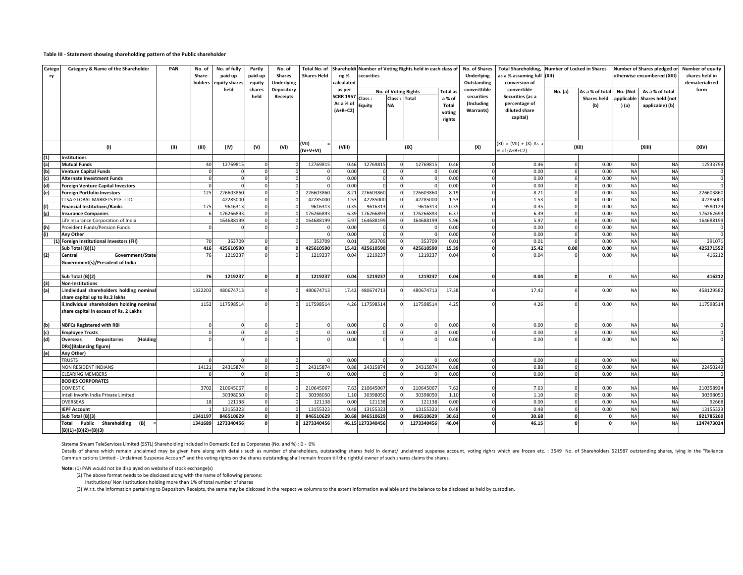**Table III - Statement showing shareholding pattern of the Public shareholder**

| Category | Category & Name of the Shareholder | PAN | No. of Share-holders | No. of fully paid up equity shares held | Partly paid-up equity shares held | No. of Shares Underlying Depository Receipts | Total No. of Shares Held | Shareholding % calculated as per SCRR 1957 As a % of (A+B+C2) | Number of Voting Rights held in each class of securities | | | | No. of Shares Underlying Outstanding converttible securities (Including Warrants) | Total Shareholding, as a % assuming full conversion of convertible Securities (as a percentage of diluted share capital) | Number of Locked in Shares (XII) | | Number of Shares pledged or otherwise encumbered (XIII) | | Number of equity shares held in dematerialized form |
|---|---|---|---|---|---|---|---|---|---|---|---|---|---|---|---|---|---|---|---|
| | | | | | | | | | No. of Voting Rights | | | Total as a % of Total voting rights | | | No. (a) | As a % of total Shares held (b) | No. (Not applicable) (a) | As a % of total Shares held (not applicable) (b) | |
| | | | | | | | | | Class : Equity | Class : NA | Total | | | | | | | | |
| | (I) | (II) | (III) | (IV) | (V) | (VI) | (VII) = (IV+V+VI) | (VIII) | (IX) | | | | (X) | (XI) = (VII) + (X) As a % of (A+B+C2) | (XII) | | (XIII) | | (XIV) |
| (1) | **Institutions** | | | | | | | | | | | | | | | | | | |
| (a) | **Mutual Funds** | | 40 | 12769815 | 0 | 0 | 12769815 | 0.46 | 12769815 | 0 | 12769815 | 0.46 | 0 | 0.46 | 0 | 0.00 | NA | NA | 12533799 |
| (b) | **Venture Capital Funds** | | 0 | 0 | 0 | 0 | 0 | 0.00 | 0 | 0 | 0 | 0.00 | 0 | 0.00 | 0 | 0.00 | NA | NA | 0 |
| (c) | **Alternate Investment Funds** | | 0 | 0 | 0 | 0 | 0 | 0.00 | 0 | 0 | 0 | 0.00 | 0 | 0.00 | 0 | 0.00 | NA | NA | 0 |
| (d) | **Foreign Venture Capital Investors** | | 0 | 0 | 0 | 0 | 0 | 0.00 | 0 | 0 | 0 | 0.00 | 0 | 0.00 | 0 | 0.00 | NA | NA | 0 |
| (e) | **Foreign Portfolio Investors** | | 125 | 226603860 | 0 | 0 | 226603860 | 8.21 | 226603860 | 0 | 226603860 | 8.19 | 0 | 8.21 | 0 | 0.00 | NA | NA | 226603860 |
| | CLSA GLOBAL MARKETS PTE. LTD. | | | 42285000 | 0 | 0 | 42285000 | 1.53 | 42285000 | 0 | 42285000 | 1.53 | 0 | 1.53 | 0 | 0.00 | NA | NA | 42285000 |
| (f) | **Financial Institutions/Banks** | | 175 | 9616313 | 0 | 0 | 9616313 | 0.35 | 9616313 | 0 | 9616313 | 0.35 | 0 | 0.35 | 0 | 0.00 | NA | NA | 9580129 |
| (g) | **Insurance Companies** | | 6 | 176266893 | 0 | 0 | 176266893 | 6.39 | 176266893 | 0 | 176266893 | 6.37 | 0 | 6.39 | 0 | 0.00 | NA | NA | 176262693 |
| | Life Insurance Corporation of India | | | 164688199 | 0 | 0 | 164688199 | 5.97 | 164688199 | 0 | 164688199 | 5.96 | 0 | 5.97 | 0 | 0.00 | NA | NA | 164688199 |
| (h) | **Provident Funds/Pension Funds** | | 0 | 0 | 0 | 0 | 0 | 0.00 | 0 | 0 | 0 | 0.00 | 0 | 0.00 | 0 | 0.00 | NA | NA | 0 |
| (i) | **Any Other** | | | | | | 0 | 0.00 | 0 | 0 | 0 | 0.00 | 0 | 0.00 | 0 | 0.00 | NA | NA | 0 |
| | (1) **Foreign Institutional Investors (FII)** | | 70 | 353709 | 0 | 0 | 353709 | 0.01 | 353709 | 0 | 353709 | 0.01 | 0 | 0.01 | 0 | 0.00 | NA | NA | 291071 |
| | **Sub Total (B)(1)** | | **416** | **425610590** | **0** | **0** | **425610590** | **15.42** | **425610590** | **0** | **425610590** | **15.39** | **0** | **15.42** | **0.00** | **0.00** | NA | NA | **425271552** |
| (2) | **Central Government/State Government(s)/President of India** | | 76 | 1219237 | 0 | 0 | 1219237 | 0.04 | 1219237 | 0 | 1219237 | 0.04 | 0 | 0.04 | 0 | 0.00 | NA | NA | 416212 |
| | **Sub Total (B)(2)** | | **76** | **1219237** | **0** | **0** | **1219237** | **0.04** | **1219237** | **0** | **1219237** | **0.04** | **0** | **0.04** | **0** | **0** | NA | NA | **416212** |
| (3) | **Non-Institutions** | | | | | | | | | | | | | | | | | | |
| (a) | **i.Individual shareholders holding nominal share capital up to Rs.2 lakhs** | | 1322203 | 480674713 | 0 | 0 | 480674713 | 17.42 | 480674713 | 0 | 480674713 | 17.38 | 0 | 17.42 | 0 | 0.00 | NA | NA | 458129582 |
| | **ii.Individual shareholders holding nominal share capital in excess of Rs. 2 Lakhs** | | 1152 | 117598514 | 0 | 0 | 117598514 | 4.26 | 117598514 | 0 | 117598514 | 4.25 | 0 | 4.26 | 0 | 0.00 | NA | NA | 117598514 |
| (b) | **NBFCs Registered with RBI** | | 0 | 0 | 0 | 0 | 0 | 0.00 | 0 | 0 | 0 | 0.00 | 0 | 0.00 | 0 | 0.00 | NA | NA | 0 |
| (c) | **Employee Trusts** | | 0 | 0 | 0 | 0 | 0 | 0.00 | 0 | 0 | 0 | 0.00 | 0 | 0.00 | 0 | 0.00 | NA | NA | 0 |
| (d) | **Overseas Depositories (Holding DRs)(Balancing figure)** | | 0 | 0 | 0 | 0 | 0 | 0.00 | 0 | 0 | 0 | 0.00 | 0 | 0.00 | 0 | 0.00 | NA | NA | 0 |
| (e) | **Any Other)** | | | | | | | | | | | | | | | | | | |
| | TRUSTS | | 0 | 0 | 0 | 0 | 0 | 0.00 | 0 | 0 | 0 | 0.00 | 0 | 0.00 | 0 | 0.00 | NA | NA | 0 |
| | NON RESIDENT INDIANS | | 14121 | 24315874 | 0 | 0 | 24315874 | 0.88 | 24315874 | 0 | 24315874 | 0.88 | 0 | 0.88 | 0 | 0.00 | NA | NA | 22450249 |
| | CLEARING MEMBERS | | 0 | 0 | 0 | 0 | 0 | 0.00 | 0 | 0 | 0 | 0.00 | 0 | 0.00 | 0 | 0.00 | NA | NA | 0 |
| | **BODIES CORPORATES** | | | | | | | | | | | | | | | | | | |
| | DOMESTIC | | 3702 | 210645067 | 0 | 0 | 210645067 | 7.63 | 210645067 | 0 | 210645067 | 7.62 | 0 | 7.63 | 0 | 0.00 | NA | NA | 210358924 |
| | Intell Invofin India Private Limited | | | 30398050 | 0 | 0 | 30398050 | 1.10 | 30398050 | 0 | 30398050 | 1.10 | 0 | 1.10 | 0 | 0.00 | NA | NA | 30398050 |
| | OVERSEAS | | 18 | 121138 | 0 | 0 | 121138 | 0.00 | 121138 | 0 | 121138 | 0.00 | 0 | 0.00 | 0 | 0.00 | NA | NA | 92668 |
| | **IEPF Account** | | 1 | 13155323 | 0 | 0 | 13155323 | 0.48 | 13155323 | 0 | 13155323 | 0.48 | 0 | 0.48 | 0 | 0.00 | NA | NA | 13155323 |
| | **Sub Total (B)(3)** | | **1341197** | **846510629** | **0** | **0** | **846510629** | **30.68** | **846510629** | **0** | **846510629** | **30.61** | **0** | **30.68** | **0** | **0** | NA | NA | **821785260** |
| | **Total Public Shareholding (B) = (B)(1)+(B)(2)+(B)(3)** | | **1341689** | **1273340456** | **0** | **0** | **1273340456** | **46.15** | **1273340456** | **0** | **1273340456** | **46.04** | **0** | **46.15** | **0** | **0** | NA | NA | **1247473024** |

Sistema Shyam TeleServices Limited (SSTL) Shareholding included in Domestic Bodies Corporates (No. and %) : 0 - 0%

Details of shares which remain unclaimed may be given here along with details such as number of shareholders, outstanding shares held in demat/ unclaimed suspense account, voting righrs which are frozen etc. : 3549 No. of Shareholders 521587 outstanding shares, lying in the "Reliance Communications Limited - Unclaimed Suspense Account" and the voting rights on the shares outstanding shall remain frozen till the rightful owner of such shares claims the shares.

**Note:** (1) PAN would not be displayed on website of stock exchange(s)

(2) The above format needs to be disclosed along with the name of following persons:

Institutions/ Non Institutions holding more than 1% of total number of shares

(3) W.r.t. the information pertaining to Depository Receipts, the same may be dislcosed in the respective columns to the extent information available and the balance to be disclosed as held by custodian.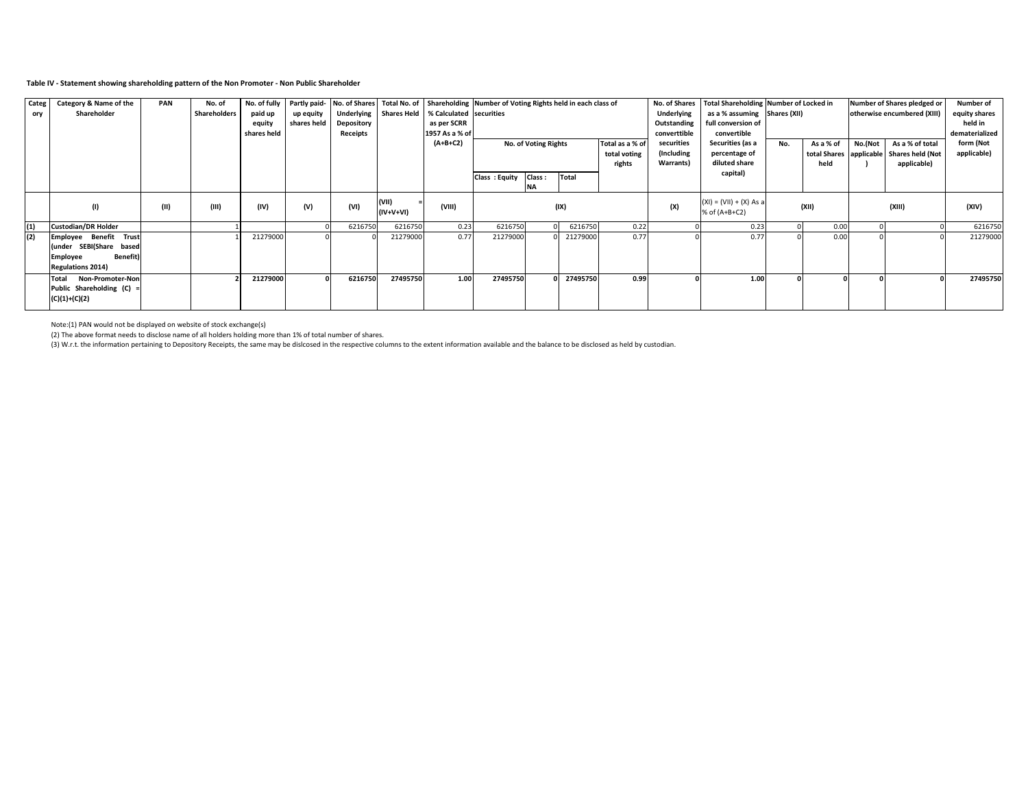**Table IV - Statement showing shareholding pattern of the Non Promoter - Non Public Shareholder**

| Category | Category & Name of the Shareholder | PAN | No. of Shareholders | No. of fully paid up equity shares held | Partly paid-up equity shares held | No. of Shares Underlying Depository Receipts | Total No. of Shares Held | Shareholding % Calculated as per SCRR 1957 As a % of (A+B+C2) | Number of Voting Rights held in each class of securities | | | | No. of Shares Underlying Outstanding converttible securities (Including Warrants) | Total Shareholding as a % assuming full conversion of convertible Securities (as a percentage of diluted share capital) | Number of Locked in Shares (XII) | | Number of Shares pledged or otherwise encumbered (XIII) | | Number of equity shares held in dematerialized form (Not applicable) |
|---|---|---|---|---|---|---|---|---|---|---|---|---|---|---|---|---|---|---|---|
| | | | | | | | | | No. of Voting Rights | | | Total as a % of total voting rights | | | No. | As a % of total Shares held | No.(Not applicable) | As a % of total Shares held (Not applicable) | |
| | | | | | | | | | Class : Equity | Class : NA | Total | | | | | | | | |
| | (I) | (II) | (III) | (IV) | (V) | (VI) | (VII) = (IV+V+VI) | (VIII) | (IX) | | | | (X) | (XI) = (VII) + (X) As a % of (A+B+C2) | (XII) | | (XIII) | | (XIV) |
| (1) | Custodian/DR Holder | | 1 | | 0 | 6216750 | 6216750 | 0.23 | 6216750 | 0 | 6216750 | 0.22 | 0 | 0.23 | 0 | 0.00 | 0 | 0 | 6216750 |
| (2) | Employee Benefit Trust (under SEBI(Share based Employee Benefit) Regulations 2014) | | 1 | 21279000 | 0 | 0 | 21279000 | 0.77 | 21279000 | 0 | 21279000 | 0.77 | 0 | 0.77 | 0 | 0.00 | 0 | 0 | 21279000 |
| | **Total Non-Promoter-Non Public Shareholding (C) = (C)(1)+(C)(2)** | | **2** | **21279000** | **0** | **6216750** | **27495750** | **1.00** | **27495750** | **0** | **27495750** | **0.99** | **0** | **1.00** | **0** | **0** | **0** | **0** | **27495750** |

Note:(1) PAN would not be displayed on website of stock exchange(s)

(2) The above format needs to disclose name of all holders holding more than 1% of total number of shares.

(3) W.r.t. the information pertaining to Depository Receipts, the same may be dislcosed in the respective columns to the extent information available and the balance to be disclosed as held by custodian.